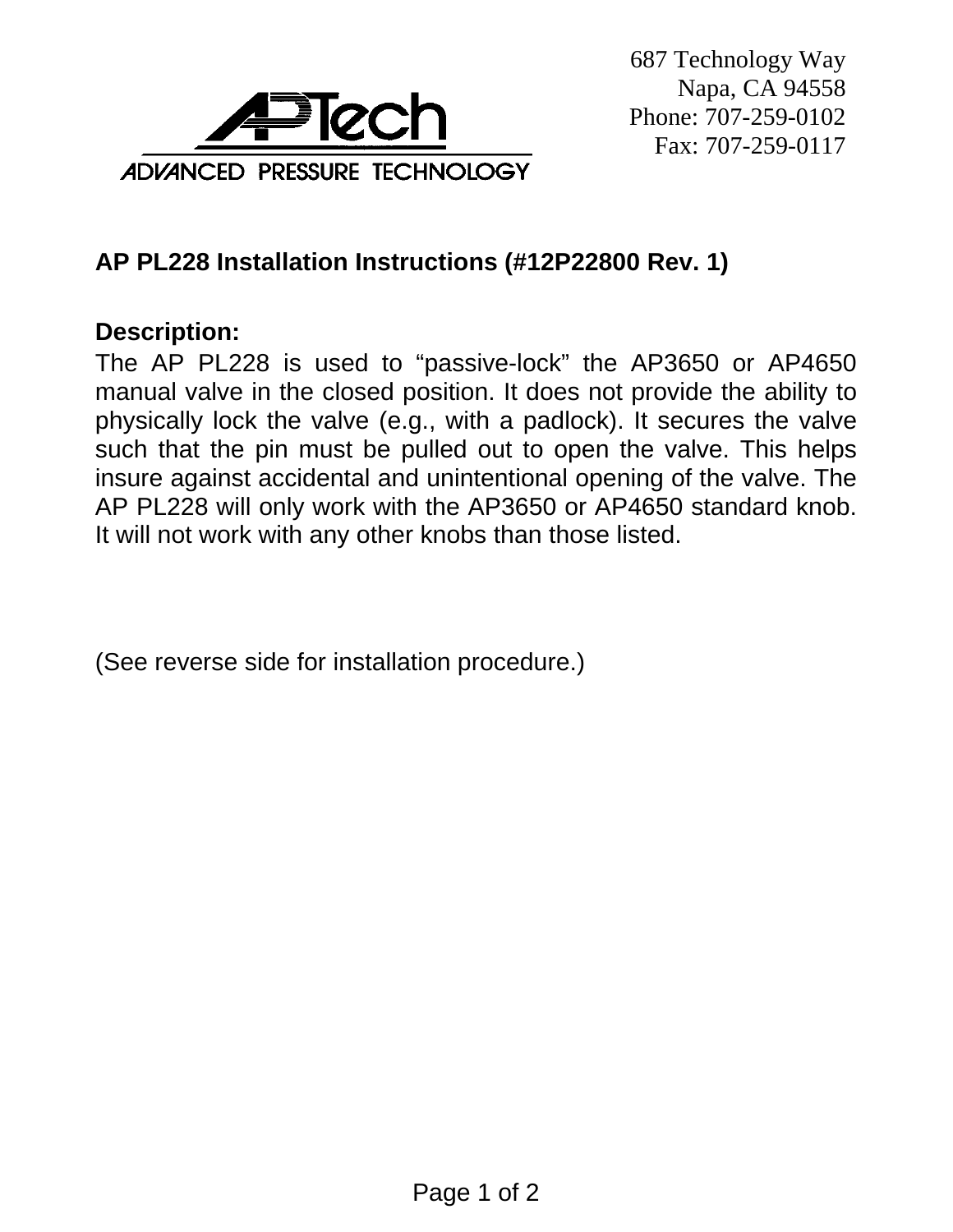687 Technology Way
Napa, CA 94558
Phone: 707-259-0102
Fax: 707-259-0117

**ADVANCED PRESSURE TECHNOLOGY**

## AP PL228 Installation Instructions (#12P22800 Rev. 1)

**Description:**

The AP PL228 is used to "passive-lock" the AP3650 or AP4650 manual valve in the closed position. It does not provide the ability to physically lock the valve (e.g., with a padlock). It secures the valve such that the pin must be pulled out to open the valve. This helps insure against accidental and unintentional opening of the valve. The AP PL228 will only work with the AP3650 or AP4650 standard knob. It will not work with any other knobs than those listed.

(See reverse side for installation procedure.)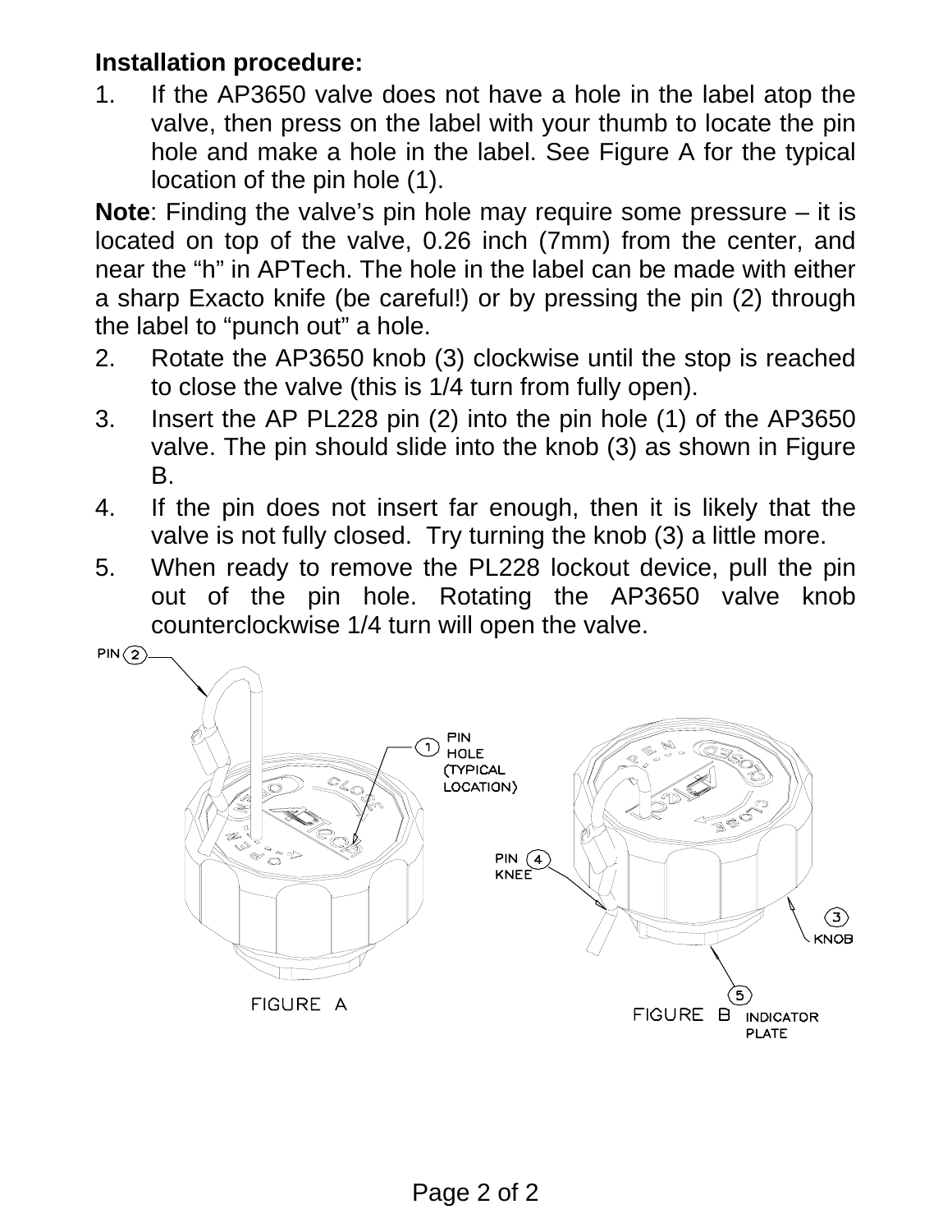**Installation procedure:**

1. If the AP3650 valve does not have a hole in the label atop the valve, then press on the label with your thumb to locate the pin hole and make a hole in the label. See Figure A for the typical location of the pin hole (1).

**Note**: Finding the valve's pin hole may require some pressure – it is located on top of the valve, 0.26 inch (7mm) from the center, and near the "h" in APTech. The hole in the label can be made with either a sharp Exacto knife (be careful!) or by pressing the pin (2) through the label to "punch out" a hole.

2. Rotate the AP3650 knob (3) clockwise until the stop is reached to close the valve (this is 1/4 turn from fully open).
3. Insert the AP PL228 pin (2) into the pin hole (1) of the AP3650 valve. The pin should slide into the knob (3) as shown in Figure B.
4. If the pin does not insert far enough, then it is likely that the valve is not fully closed. Try turning the knob (3) a little more.
5. When ready to remove the PL228 lockout device, pull the pin out of the pin hole. Rotating the AP3650 valve knob counterclockwise 1/4 turn will open the valve.

PIN (2)

(1) PIN HOLE (TYPICAL LOCATION)

PIN KNEE (4)

(3) KNOB

(5) INDICATOR PLATE

FIGURE A

FIGURE B